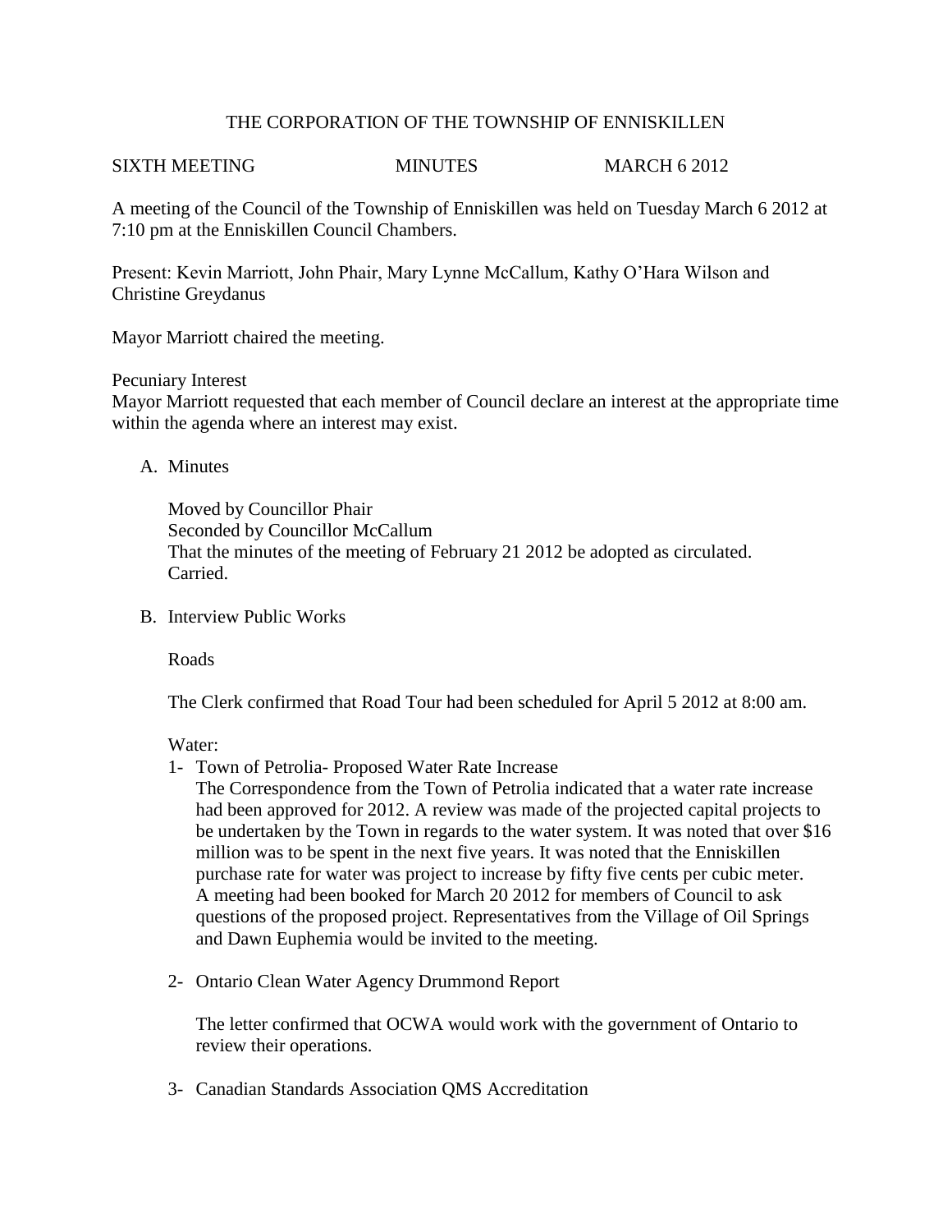# THE CORPORATION OF THE TOWNSHIP OF ENNISKILLEN

SIXTH MEETING MINUTES MARCH 6 2012

A meeting of the Council of the Township of Enniskillen was held on Tuesday March 6 2012 at 7:10 pm at the Enniskillen Council Chambers.

Present: Kevin Marriott, John Phair, Mary Lynne McCallum, Kathy O'Hara Wilson and Christine Greydanus

Mayor Marriott chaired the meeting.

Pecuniary Interest
Mayor Marriott requested that each member of Council declare an interest at the appropriate time within the agenda where an interest may exist.

A. Minutes

   Moved by Councillor Phair
   Seconded by Councillor McCallum
   That the minutes of the meeting of February 21 2012 be adopted as circulated.
   Carried.

B. Interview Public Works

   Roads

   The Clerk confirmed that Road Tour had been scheduled for April 5 2012 at 8:00 am.

   Water:

1- Town of Petrolia- Proposed Water Rate Increase
   The Correspondence from the Town of Petrolia indicated that a water rate increase had been approved for 2012. A review was made of the projected capital projects to be undertaken by the Town in regards to the water system. It was noted that over $16 million was to be spent in the next five years. It was noted that the Enniskillen purchase rate for water was project to increase by fifty five cents per cubic meter. A meeting had been booked for March 20 2012 for members of Council to ask questions of the proposed project. Representatives from the Village of Oil Springs and Dawn Euphemia would be invited to the meeting.

2- Ontario Clean Water Agency Drummond Report

   The letter confirmed that OCWA would work with the government of Ontario to review their operations.

3- Canadian Standards Association QMS Accreditation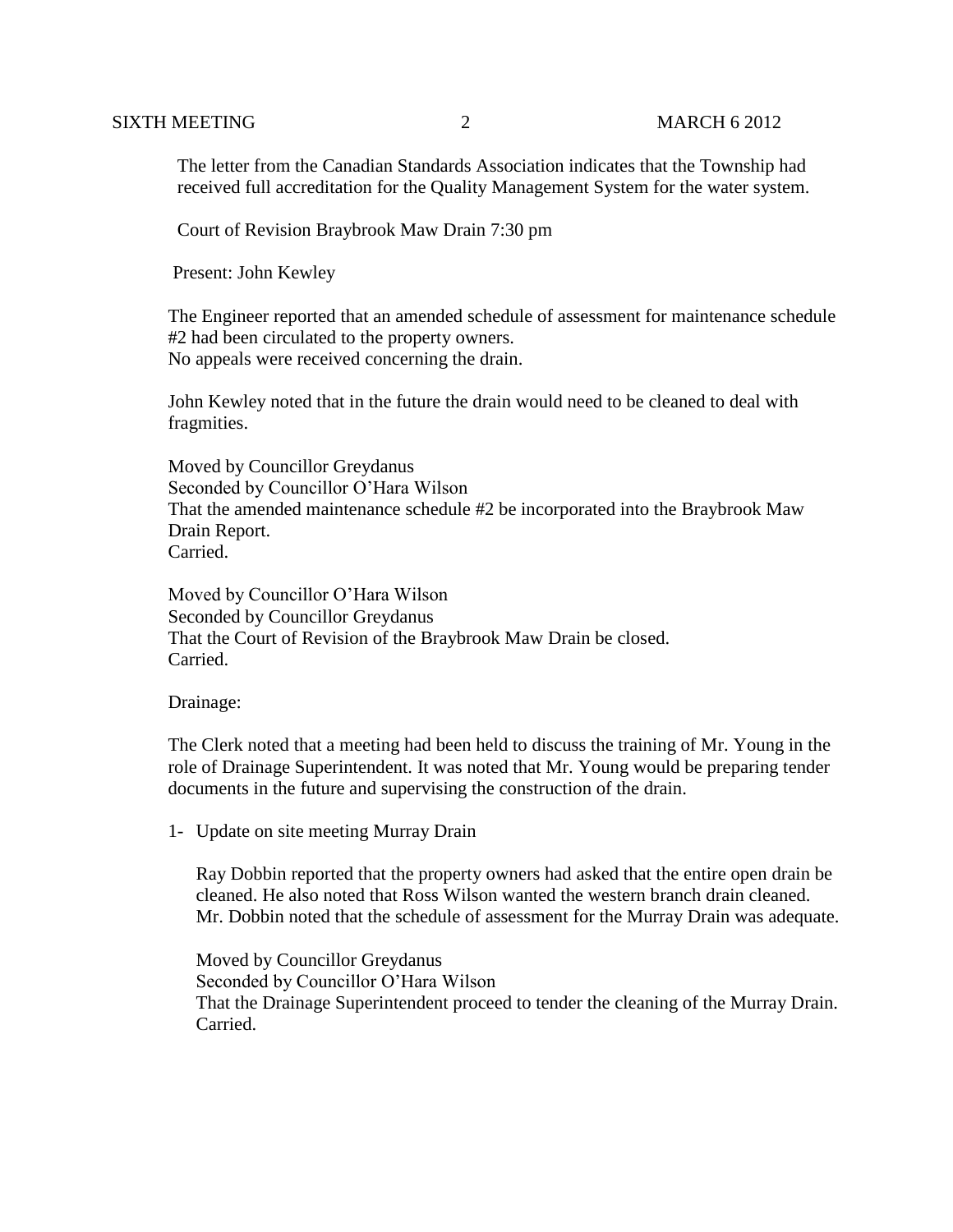The letter from the Canadian Standards Association indicates that the Township had received full accreditation for the Quality Management System for the water system.

Court of Revision Braybrook Maw Drain 7:30 pm

Present: John Kewley

The Engineer reported that an amended schedule of assessment for maintenance schedule #2 had been circulated to the property owners.
No appeals were received concerning the drain.

John Kewley noted that in the future the drain would need to be cleaned to deal with fragmities.

Moved by Councillor Greydanus
Seconded by Councillor O'Hara Wilson
That the amended maintenance schedule #2 be incorporated into the Braybrook Maw Drain Report.
Carried.

Moved by Councillor O'Hara Wilson
Seconded by Councillor Greydanus
That the Court of Revision of the Braybrook Maw Drain be closed.
Carried.

Drainage:

The Clerk noted that a meeting had been held to discuss the training of Mr. Young in the role of Drainage Superintendent. It was noted that Mr. Young would be preparing tender documents in the future and supervising the construction of the drain.

1- Update on site meeting Murray Drain

   Ray Dobbin reported that the property owners had asked that the entire open drain be cleaned. He also noted that Ross Wilson wanted the western branch drain cleaned. Mr. Dobbin noted that the schedule of assessment for the Murray Drain was adequate.

   Moved by Councillor Greydanus
   Seconded by Councillor O'Hara Wilson
   That the Drainage Superintendent proceed to tender the cleaning of the Murray Drain.
   Carried.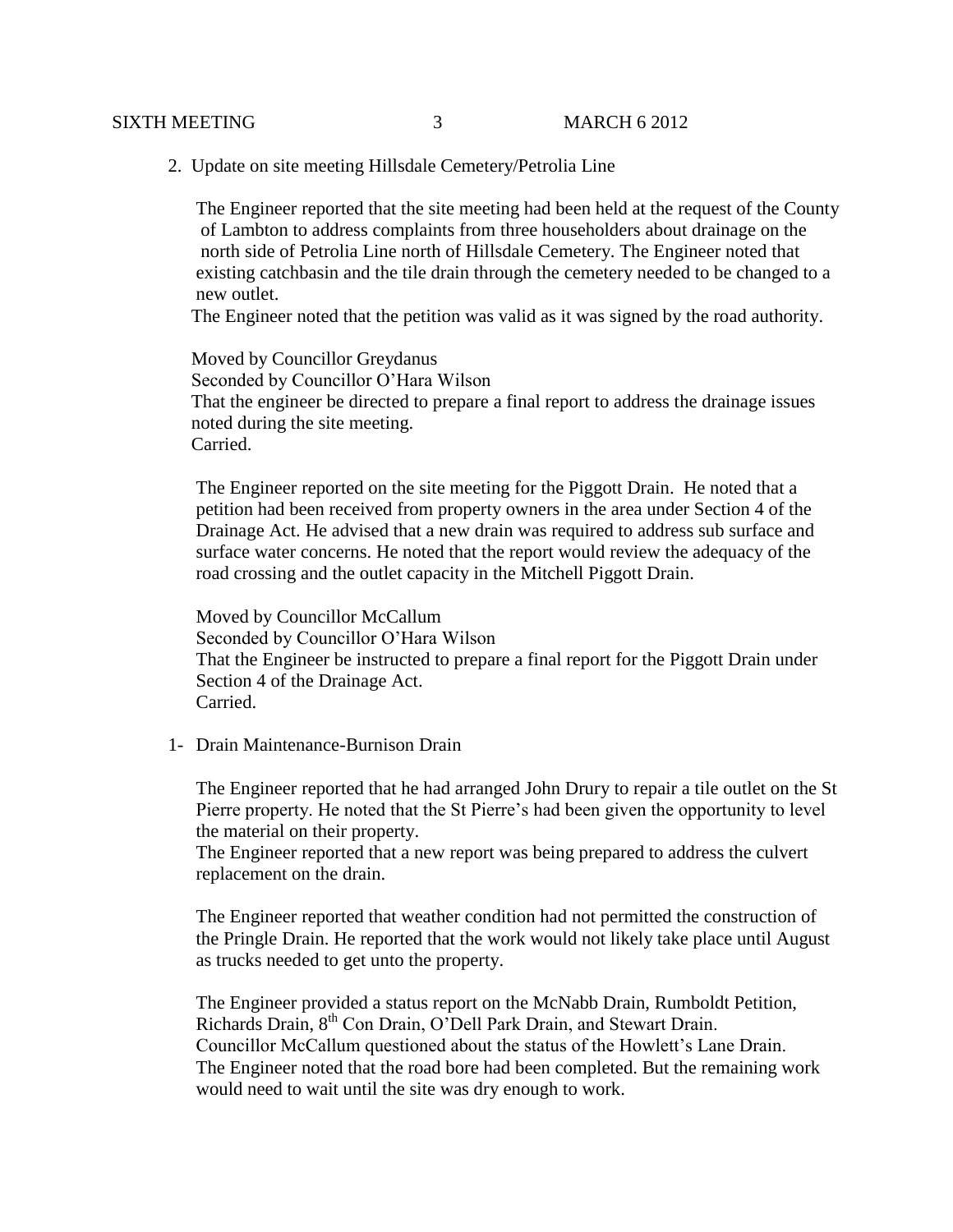2. Update on site meeting Hillsdale Cemetery/Petrolia Line

The Engineer reported that the site meeting had been held at the request of the County of Lambton to address complaints from three householders about drainage on the north side of Petrolia Line north of Hillsdale Cemetery. The Engineer noted that existing catchbasin and the tile drain through the cemetery needed to be changed to a new outlet.

The Engineer noted that the petition was valid as it was signed by the road authority.

Moved by Councillor Greydanus
Seconded by Councillor O'Hara Wilson
That the engineer be directed to prepare a final report to address the drainage issues noted during the site meeting.
Carried.

The Engineer reported on the site meeting for the Piggott Drain. He noted that a petition had been received from property owners in the area under Section 4 of the Drainage Act. He advised that a new drain was required to address sub surface and surface water concerns. He noted that the report would review the adequacy of the road crossing and the outlet capacity in the Mitchell Piggott Drain.

Moved by Councillor McCallum
Seconded by Councillor O'Hara Wilson
That the Engineer be instructed to prepare a final report for the Piggott Drain under Section 4 of the Drainage Act.
Carried.

1- Drain Maintenance-Burnison Drain

The Engineer reported that he had arranged John Drury to repair a tile outlet on the St Pierre property. He noted that the St Pierre's had been given the opportunity to level the material on their property.

The Engineer reported that a new report was being prepared to address the culvert replacement on the drain.

The Engineer reported that weather condition had not permitted the construction of the Pringle Drain. He reported that the work would not likely take place until August as trucks needed to get unto the property.

The Engineer provided a status report on the McNabb Drain, Rumboldt Petition, Richards Drain, 8th Con Drain, O'Dell Park Drain, and Stewart Drain.

Councillor McCallum questioned about the status of the Howlett's Lane Drain.

The Engineer noted that the road bore had been completed. But the remaining work would need to wait until the site was dry enough to work.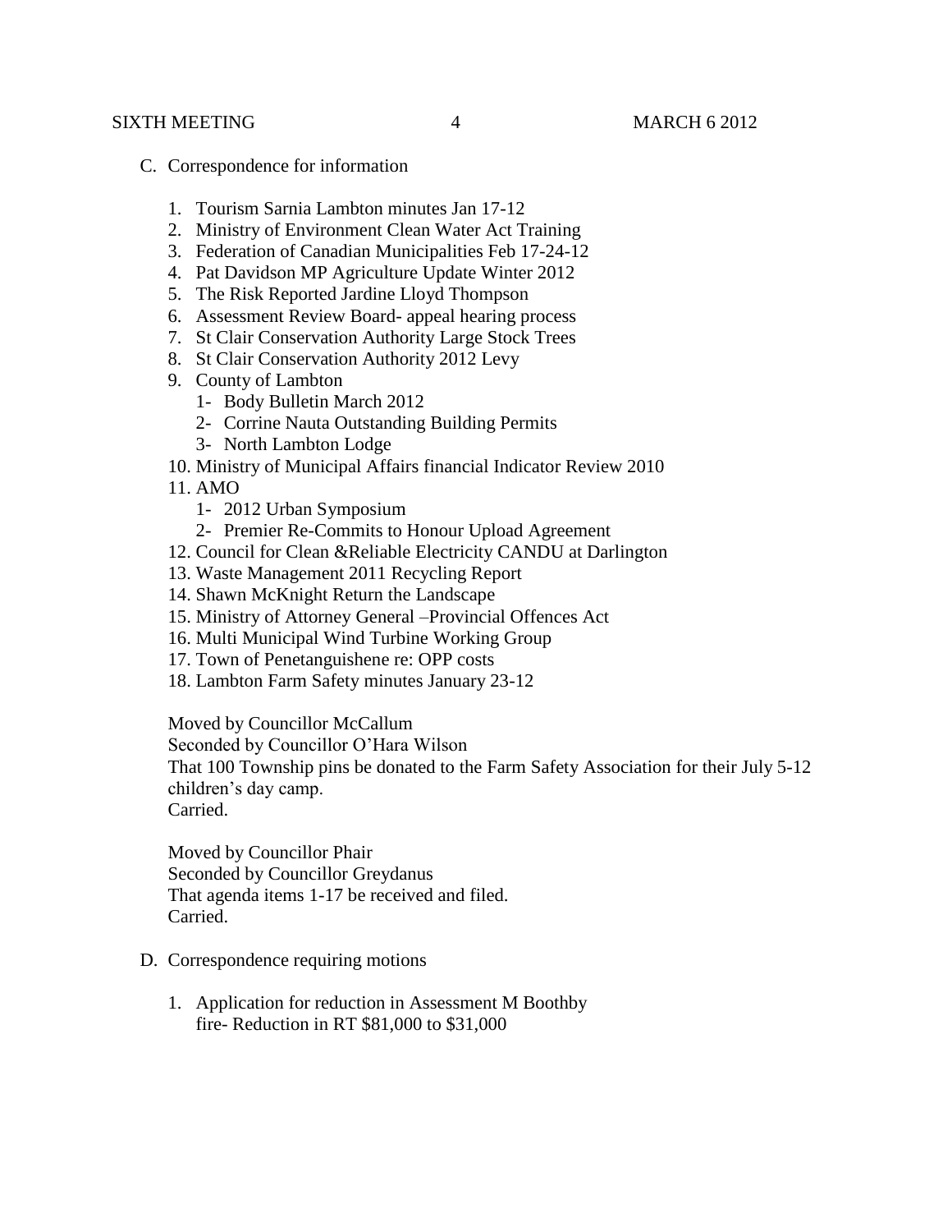C. Correspondence for information

1. Tourism Sarnia Lambton minutes Jan 17-12
2. Ministry of Environment Clean Water Act Training
3. Federation of Canadian Municipalities Feb 17-24-12
4. Pat Davidson MP Agriculture Update Winter 2012
5. The Risk Reported Jardine Lloyd Thompson
6. Assessment Review Board- appeal hearing process
7. St Clair Conservation Authority Large Stock Trees
8. St Clair Conservation Authority 2012 Levy
9. County of Lambton
   1- Body Bulletin March 2012
   2- Corrine Nauta Outstanding Building Permits
   3- North Lambton Lodge
10. Ministry of Municipal Affairs financial Indicator Review 2010
11. AMO
    1- 2012 Urban Symposium
    2- Premier Re-Commits to Honour Upload Agreement
12. Council for Clean &Reliable Electricity CANDU at Darlington
13. Waste Management 2011 Recycling Report
14. Shawn McKnight Return the Landscape
15. Ministry of Attorney General –Provincial Offences Act
16. Multi Municipal Wind Turbine Working Group
17. Town of Penetanguishene re: OPP costs
18. Lambton Farm Safety minutes January 23-12

Moved by Councillor McCallum
Seconded by Councillor O'Hara Wilson
That 100 Township pins be donated to the Farm Safety Association for their July 5-12 children's day camp.
Carried.

Moved by Councillor Phair
Seconded by Councillor Greydanus
That agenda items 1-17 be received and filed.
Carried.

D. Correspondence requiring motions

1. Application for reduction in Assessment M Boothby
   fire- Reduction in RT $81,000 to $31,000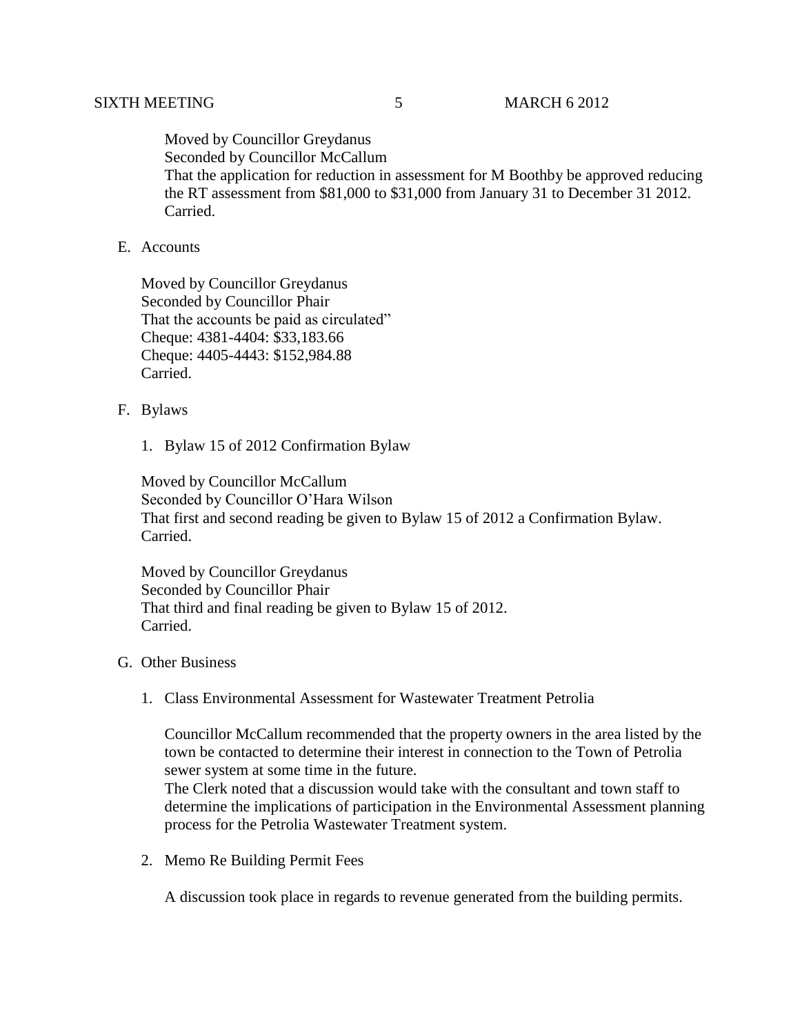Moved by Councillor Greydanus
Seconded by Councillor McCallum
That the application for reduction in assessment for M Boothby be approved reducing the RT assessment from $81,000 to $31,000 from January 31 to December 31 2012.
Carried.

E. Accounts

Moved by Councillor Greydanus
Seconded by Councillor Phair
That the accounts be paid as circulated"
Cheque: 4381-4404: $33,183.66
Cheque: 4405-4443: $152,984.88
Carried.

F. Bylaws

1. Bylaw 15 of 2012 Confirmation Bylaw

Moved by Councillor McCallum
Seconded by Councillor O'Hara Wilson
That first and second reading be given to Bylaw 15 of 2012 a Confirmation Bylaw.
Carried.

Moved by Councillor Greydanus
Seconded by Councillor Phair
That third and final reading be given to Bylaw 15 of 2012.
Carried.

G. Other Business

1. Class Environmental Assessment for Wastewater Treatment Petrolia

Councillor McCallum recommended that the property owners in the area listed by the town be contacted to determine their interest in connection to the Town of Petrolia sewer system at some time in the future.
The Clerk noted that a discussion would take with the consultant and town staff to determine the implications of participation in the Environmental Assessment planning process for the Petrolia Wastewater Treatment system.

2. Memo Re Building Permit Fees

A discussion took place in regards to revenue generated from the building permits.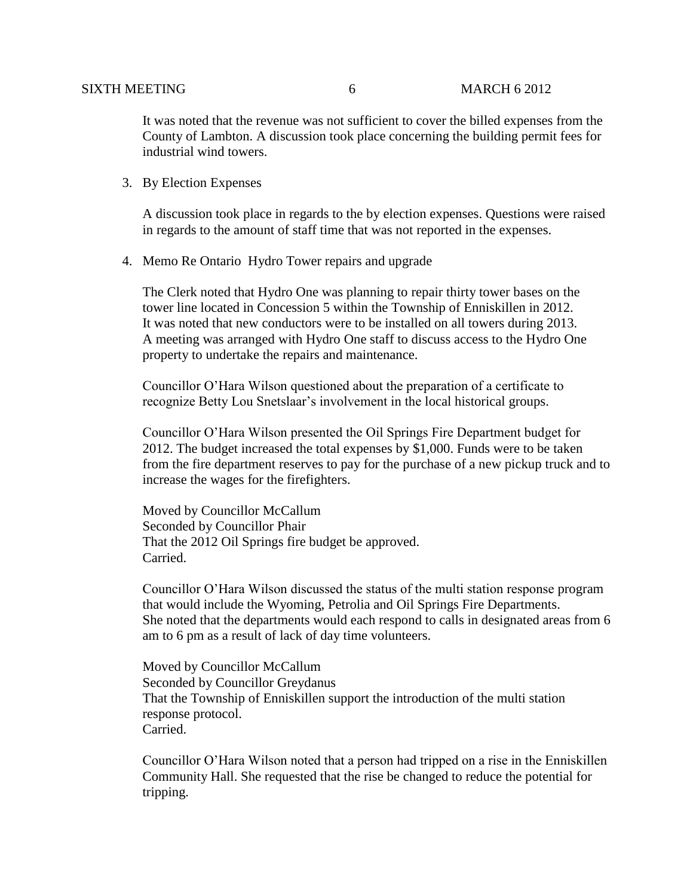It was noted that the revenue was not sufficient to cover the billed expenses from the County of Lambton. A discussion took place concerning the building permit fees for industrial wind towers.

3. By Election Expenses

   A discussion took place in regards to the by election expenses. Questions were raised in regards to the amount of staff time that was not reported in the expenses.

4. Memo Re Ontario Hydro Tower repairs and upgrade

   The Clerk noted that Hydro One was planning to repair thirty tower bases on the tower line located in Concession 5 within the Township of Enniskillen in 2012. It was noted that new conductors were to be installed on all towers during 2013. A meeting was arranged with Hydro One staff to discuss access to the Hydro One property to undertake the repairs and maintenance.

   Councillor O'Hara Wilson questioned about the preparation of a certificate to recognize Betty Lou Snetslaar's involvement in the local historical groups.

   Councillor O'Hara Wilson presented the Oil Springs Fire Department budget for 2012. The budget increased the total expenses by $1,000. Funds were to be taken from the fire department reserves to pay for the purchase of a new pickup truck and to increase the wages for the firefighters.

   Moved by Councillor McCallum
   Seconded by Councillor Phair
   That the 2012 Oil Springs fire budget be approved.
   Carried.

   Councillor O'Hara Wilson discussed the status of the multi station response program that would include the Wyoming, Petrolia and Oil Springs Fire Departments. She noted that the departments would each respond to calls in designated areas from 6 am to 6 pm as a result of lack of day time volunteers.

   Moved by Councillor McCallum
   Seconded by Councillor Greydanus
   That the Township of Enniskillen support the introduction of the multi station response protocol.
   Carried.

   Councillor O'Hara Wilson noted that a person had tripped on a rise in the Enniskillen Community Hall. She requested that the rise be changed to reduce the potential for tripping.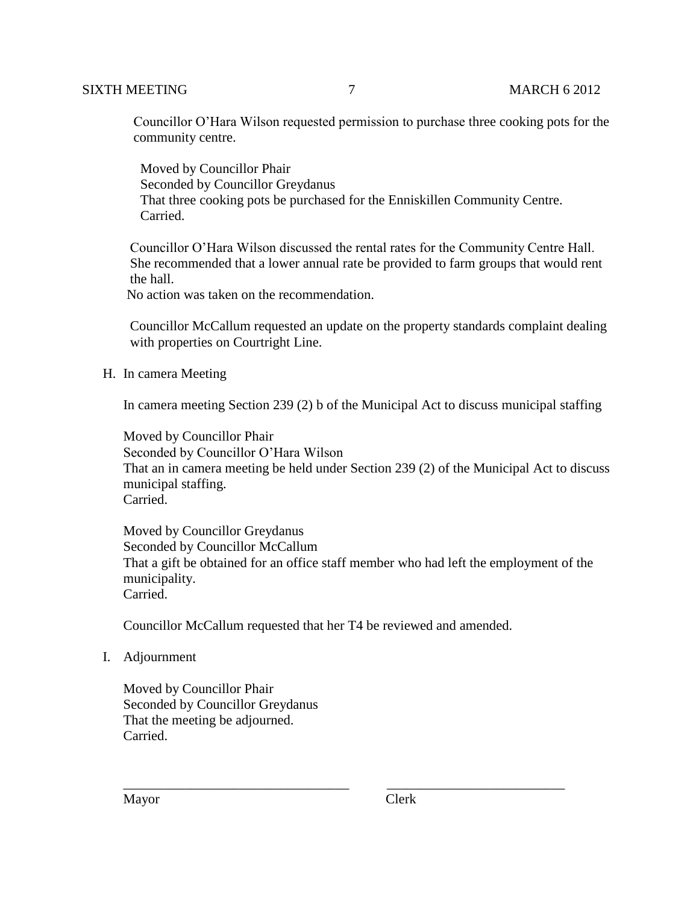Councillor O'Hara Wilson requested permission to purchase three cooking pots for the community centre.

Moved by Councillor Phair
Seconded by Councillor Greydanus
That three cooking pots be purchased for the Enniskillen Community Centre.
Carried.

Councillor O'Hara Wilson discussed the rental rates for the Community Centre Hall. She recommended that a lower annual rate be provided to farm groups that would rent the hall.
No action was taken on the recommendation.

Councillor McCallum requested an update on the property standards complaint dealing with properties on Courtright Line.

H. In camera Meeting

In camera meeting Section 239 (2) b of the Municipal Act to discuss municipal staffing

Moved by Councillor Phair
Seconded by Councillor O'Hara Wilson
That an in camera meeting be held under Section 239 (2) of the Municipal Act to discuss municipal staffing.
Carried.

Moved by Councillor Greydanus
Seconded by Councillor McCallum
That a gift be obtained for an office staff member who had left the employment of the municipality.
Carried.

Councillor McCallum requested that her T4 be reviewed and amended.

I. Adjournment

Moved by Councillor Phair
Seconded by Councillor Greydanus
That the meeting be adjourned.
Carried.

_________________________________ &nbsp;&nbsp;&nbsp;&nbsp; _________________________________

Mayor &nbsp;&nbsp;&nbsp;&nbsp;&nbsp;&nbsp;&nbsp;&nbsp;&nbsp;&nbsp;&nbsp;&nbsp;&nbsp;&nbsp;&nbsp;&nbsp;&nbsp;&nbsp;&nbsp;&nbsp;&nbsp;&nbsp;&nbsp;&nbsp;&nbsp;&nbsp;&nbsp;&nbsp;&nbsp;&nbsp; Clerk